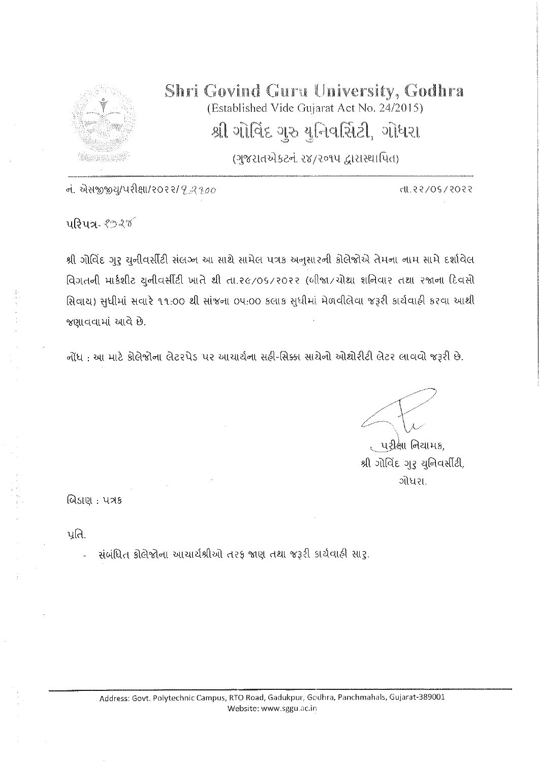# Shri Govind Guru University, Godhra

(Established Vide Gujarat Act No. 24/2015)

## શ્રી ગોવિંદ ગુરુ યુનિવર્સિટી, ગોધરા

(ગુજરાતએક્ટનં. ૨૪/૨૦૧૫ દ્વારાસ્થાપિત)

નં. એસજીજીયુ/પરીક્ષા/૨૦૨૨/૧૨૧૦૦ 　　　　　　　　　　　　　　　　　　તા.૨૨/૦૬/૨૦૨૨

પરિપત્ર-૭૨૪

શ્રી ગોવિંદ ગુરૂ યુનીવર્સીટી સંલગ્ન આ સાથે સામેલ પત્રક અનુસારની કોલેજોએ તેમના નામ સામે દર્શાવેલ વિગતની માર્કશીટ યુનીવર્સીટી ખાતે થી તા.૨૯/૦૬/૨૦૨૨ (બીજા/ચોથા શનિવાર તથા રજાના દિવસો સિવાય) સુધીમાં સવારે ૧૧:૦૦ થી સાંજના ૦૫:૦૦ કલાક સુધીમાં મેળવીલેવા જરૂરી કાર્યવાહી કરવા આથી જણાવવામાં આવે છે.

નોંધ : આ માટે કોલેજોના લેટરપેડ પર આચાર્યના સહી-સિક્કા સાથેનો ઓથોરીટી લેટર લાવવો જરૂરી છે.

પરીક્ષા નિયામક,  
શ્રી ગોવિંદ ગુરૂ યુનિવર્સીટી,  
ગોધરા.

બિડાણ : પત્રક

પ્રતિ,

- સંબંધિત કોલેજોના આચાર્યશ્રીઓ તરફ જાણ તથા જરૂરી કાર્યવાહી સારૂ.

Address: Govt. Polytechnic Campus, RTO Road, Gadukpur, Godhra, Panchmahals, Gujarat-389001  
Website: www.sggu.ac.in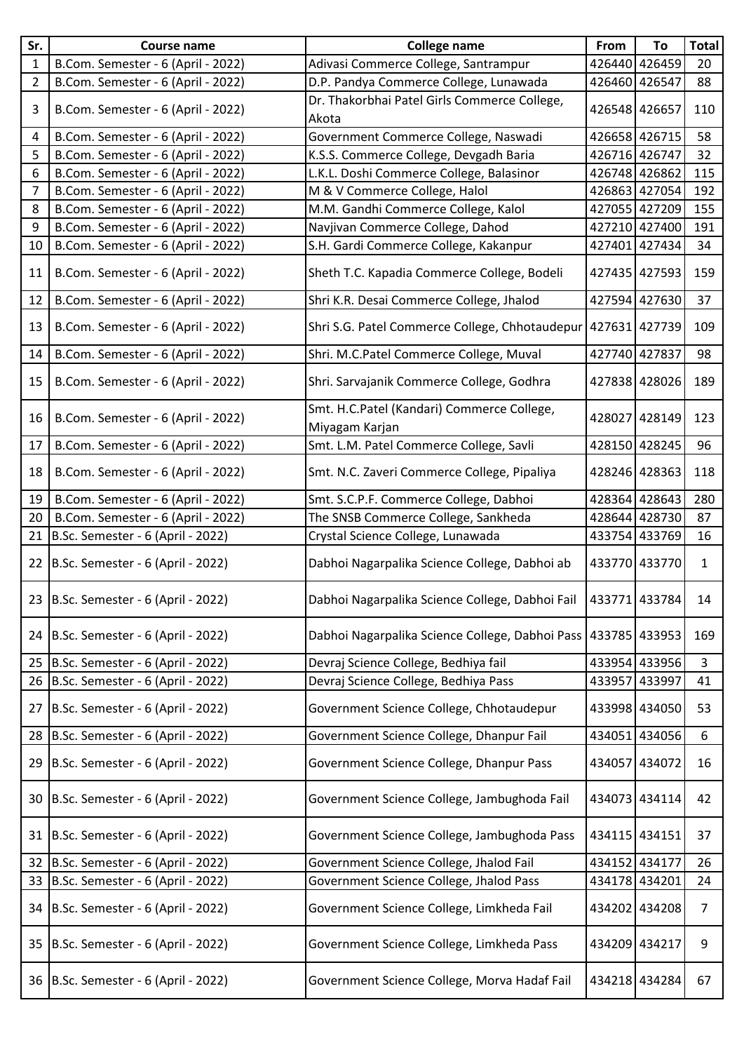| Sr. | Course name | College name | From | To | Total |
|---|---|---|---|---|---|
| 1 | B.Com. Semester - 6 (April - 2022) | Adivasi Commerce College, Santrampur | 426440 | 426459 | 20 |
| 2 | B.Com. Semester - 6 (April - 2022) | D.P. Pandya Commerce College, Lunawada | 426460 | 426547 | 88 |
| 3 | B.Com. Semester - 6 (April - 2022) | Dr. Thakorbhai Patel Girls Commerce College, Akota | 426548 | 426657 | 110 |
| 4 | B.Com. Semester - 6 (April - 2022) | Government Commerce College, Naswadi | 426658 | 426715 | 58 |
| 5 | B.Com. Semester - 6 (April - 2022) | K.S.S. Commerce College, Devgadh Baria | 426716 | 426747 | 32 |
| 6 | B.Com. Semester - 6 (April - 2022) | L.K.L. Doshi Commerce College, Balasinor | 426748 | 426862 | 115 |
| 7 | B.Com. Semester - 6 (April - 2022) | M & V Commerce College, Halol | 426863 | 427054 | 192 |
| 8 | B.Com. Semester - 6 (April - 2022) | M.M. Gandhi Commerce College, Kalol | 427055 | 427209 | 155 |
| 9 | B.Com. Semester - 6 (April - 2022) | Navjivan Commerce College, Dahod | 427210 | 427400 | 191 |
| 10 | B.Com. Semester - 6 (April - 2022) | S.H. Gardi Commerce College, Kakanpur | 427401 | 427434 | 34 |
| 11 | B.Com. Semester - 6 (April - 2022) | Sheth T.C. Kapadia Commerce College, Bodeli | 427435 | 427593 | 159 |
| 12 | B.Com. Semester - 6 (April - 2022) | Shri K.R. Desai Commerce College, Jhalod | 427594 | 427630 | 37 |
| 13 | B.Com. Semester - 6 (April - 2022) | Shri S.G. Patel Commerce College, Chhotaudepur | 427631 | 427739 | 109 |
| 14 | B.Com. Semester - 6 (April - 2022) | Shri. M.C.Patel Commerce College, Muval | 427740 | 427837 | 98 |
| 15 | B.Com. Semester - 6 (April - 2022) | Shri. Sarvajanik Commerce College, Godhra | 427838 | 428026 | 189 |
| 16 | B.Com. Semester - 6 (April - 2022) | Smt. H.C.Patel (Kandari) Commerce College, Miyagam Karjan | 428027 | 428149 | 123 |
| 17 | B.Com. Semester - 6 (April - 2022) | Smt. L.M. Patel Commerce College, Savli | 428150 | 428245 | 96 |
| 18 | B.Com. Semester - 6 (April - 2022) | Smt. N.C. Zaveri Commerce College, Pipaliya | 428246 | 428363 | 118 |
| 19 | B.Com. Semester - 6 (April - 2022) | Smt. S.C.P.F. Commerce College, Dabhoi | 428364 | 428643 | 280 |
| 20 | B.Com. Semester - 6 (April - 2022) | The SNSB Commerce College, Sankheda | 428644 | 428730 | 87 |
| 21 | B.Sc. Semester - 6 (April - 2022) | Crystal Science College, Lunawada | 433754 | 433769 | 16 |
| 22 | B.Sc. Semester - 6 (April - 2022) | Dabhoi Nagarpalika Science College, Dabhoi ab | 433770 | 433770 | 1 |
| 23 | B.Sc. Semester - 6 (April - 2022) | Dabhoi Nagarpalika Science College, Dabhoi Fail | 433771 | 433784 | 14 |
| 24 | B.Sc. Semester - 6 (April - 2022) | Dabhoi Nagarpalika Science College, Dabhoi Pass | 433785 | 433953 | 169 |
| 25 | B.Sc. Semester - 6 (April - 2022) | Devraj Science College, Bedhiya fail | 433954 | 433956 | 3 |
| 26 | B.Sc. Semester - 6 (April - 2022) | Devraj Science College, Bedhiya Pass | 433957 | 433997 | 41 |
| 27 | B.Sc. Semester - 6 (April - 2022) | Government Science College, Chhotaudepur | 433998 | 434050 | 53 |
| 28 | B.Sc. Semester - 6 (April - 2022) | Government Science College, Dhanpur Fail | 434051 | 434056 | 6 |
| 29 | B.Sc. Semester - 6 (April - 2022) | Government Science College, Dhanpur Pass | 434057 | 434072 | 16 |
| 30 | B.Sc. Semester - 6 (April - 2022) | Government Science College, Jambughoda Fail | 434073 | 434114 | 42 |
| 31 | B.Sc. Semester - 6 (April - 2022) | Government Science College, Jambughoda Pass | 434115 | 434151 | 37 |
| 32 | B.Sc. Semester - 6 (April - 2022) | Government Science College, Jhalod Fail | 434152 | 434177 | 26 |
| 33 | B.Sc. Semester - 6 (April - 2022) | Government Science College, Jhalod Pass | 434178 | 434201 | 24 |
| 34 | B.Sc. Semester - 6 (April - 2022) | Government Science College, Limkheda Fail | 434202 | 434208 | 7 |
| 35 | B.Sc. Semester - 6 (April - 2022) | Government Science College, Limkheda Pass | 434209 | 434217 | 9 |
| 36 | B.Sc. Semester - 6 (April - 2022) | Government Science College, Morva Hadaf Fail | 434218 | 434284 | 67 |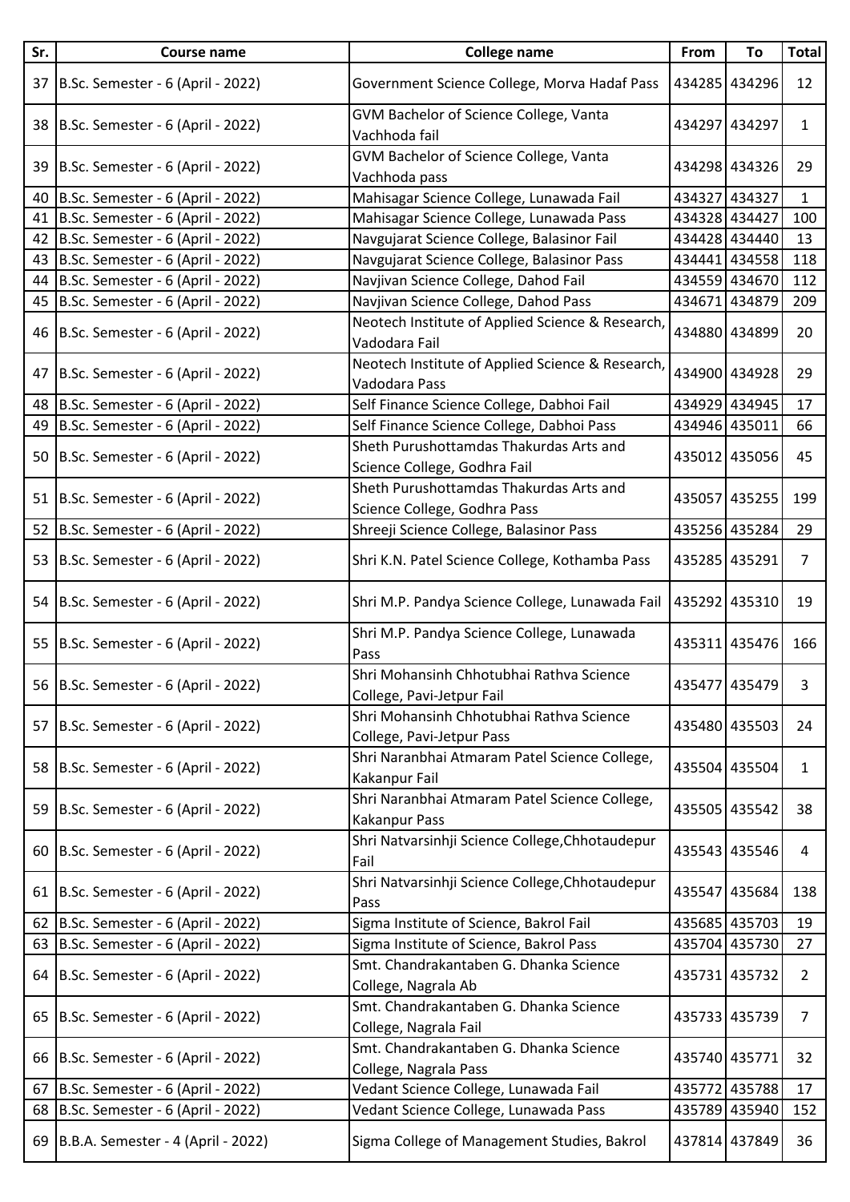| Sr. | Course name | College name | From | To | Total |
|---|---|---|---|---|---|
| 37 | B.Sc. Semester - 6 (April - 2022) | Government Science College, Morva Hadaf Pass | 434285 | 434296 | 12 |
| 38 | B.Sc. Semester - 6 (April - 2022) | GVM Bachelor of Science College, Vanta Vachhoda fail | 434297 | 434297 | 1 |
| 39 | B.Sc. Semester - 6 (April - 2022) | GVM Bachelor of Science College, Vanta Vachhoda pass | 434298 | 434326 | 29 |
| 40 | B.Sc. Semester - 6 (April - 2022) | Mahisagar Science College, Lunawada Fail | 434327 | 434327 | 1 |
| 41 | B.Sc. Semester - 6 (April - 2022) | Mahisagar Science College, Lunawada Pass | 434328 | 434427 | 100 |
| 42 | B.Sc. Semester - 6 (April - 2022) | Navgujarat Science College, Balasinor Fail | 434428 | 434440 | 13 |
| 43 | B.Sc. Semester - 6 (April - 2022) | Navgujarat Science College, Balasinor Pass | 434441 | 434558 | 118 |
| 44 | B.Sc. Semester - 6 (April - 2022) | Navjivan Science College, Dahod Fail | 434559 | 434670 | 112 |
| 45 | B.Sc. Semester - 6 (April - 2022) | Navjivan Science College, Dahod Pass | 434671 | 434879 | 209 |
| 46 | B.Sc. Semester - 6 (April - 2022) | Neotech Institute of Applied Science & Research, Vadodara Fail | 434880 | 434899 | 20 |
| 47 | B.Sc. Semester - 6 (April - 2022) | Neotech Institute of Applied Science & Research, Vadodara Pass | 434900 | 434928 | 29 |
| 48 | B.Sc. Semester - 6 (April - 2022) | Self Finance Science College, Dabhoi Fail | 434929 | 434945 | 17 |
| 49 | B.Sc. Semester - 6 (April - 2022) | Self Finance Science College, Dabhoi Pass | 434946 | 435011 | 66 |
| 50 | B.Sc. Semester - 6 (April - 2022) | Sheth Purushottamdas Thakurdas Arts and Science College, Godhra Fail | 435012 | 435056 | 45 |
| 51 | B.Sc. Semester - 6 (April - 2022) | Sheth Purushottamdas Thakurdas Arts and Science College, Godhra Pass | 435057 | 435255 | 199 |
| 52 | B.Sc. Semester - 6 (April - 2022) | Shreeji Science College, Balasinor Pass | 435256 | 435284 | 29 |
| 53 | B.Sc. Semester - 6 (April - 2022) | Shri K.N. Patel Science College, Kothamba Pass | 435285 | 435291 | 7 |
| 54 | B.Sc. Semester - 6 (April - 2022) | Shri M.P. Pandya Science College, Lunawada Fail | 435292 | 435310 | 19 |
| 55 | B.Sc. Semester - 6 (April - 2022) | Shri M.P. Pandya Science College, Lunawada Pass | 435311 | 435476 | 166 |
| 56 | B.Sc. Semester - 6 (April - 2022) | Shri Mohansinh Chhotubhai Rathva Science College, Pavi-Jetpur Fail | 435477 | 435479 | 3 |
| 57 | B.Sc. Semester - 6 (April - 2022) | Shri Mohansinh Chhotubhai Rathva Science College, Pavi-Jetpur Pass | 435480 | 435503 | 24 |
| 58 | B.Sc. Semester - 6 (April - 2022) | Shri Naranbhai Atmaram Patel Science College, Kakanpur Fail | 435504 | 435504 | 1 |
| 59 | B.Sc. Semester - 6 (April - 2022) | Shri Naranbhai Atmaram Patel Science College, Kakanpur Pass | 435505 | 435542 | 38 |
| 60 | B.Sc. Semester - 6 (April - 2022) | Shri Natvarsinhji Science College,Chhotaudepur Fail | 435543 | 435546 | 4 |
| 61 | B.Sc. Semester - 6 (April - 2022) | Shri Natvarsinhji Science College,Chhotaudepur Pass | 435547 | 435684 | 138 |
| 62 | B.Sc. Semester - 6 (April - 2022) | Sigma Institute of Science, Bakrol Fail | 435685 | 435703 | 19 |
| 63 | B.Sc. Semester - 6 (April - 2022) | Sigma Institute of Science, Bakrol Pass | 435704 | 435730 | 27 |
| 64 | B.Sc. Semester - 6 (April - 2022) | Smt. Chandrakantaben G. Dhanka Science College, Nagrala Ab | 435731 | 435732 | 2 |
| 65 | B.Sc. Semester - 6 (April - 2022) | Smt. Chandrakantaben G. Dhanka Science College, Nagrala Fail | 435733 | 435739 | 7 |
| 66 | B.Sc. Semester - 6 (April - 2022) | Smt. Chandrakantaben G. Dhanka Science College, Nagrala Pass | 435740 | 435771 | 32 |
| 67 | B.Sc. Semester - 6 (April - 2022) | Vedant Science College, Lunawada Fail | 435772 | 435788 | 17 |
| 68 | B.Sc. Semester - 6 (April - 2022) | Vedant Science College, Lunawada Pass | 435789 | 435940 | 152 |
| 69 | B.B.A. Semester - 4 (April - 2022) | Sigma College of Management Studies, Bakrol | 437814 | 437849 | 36 |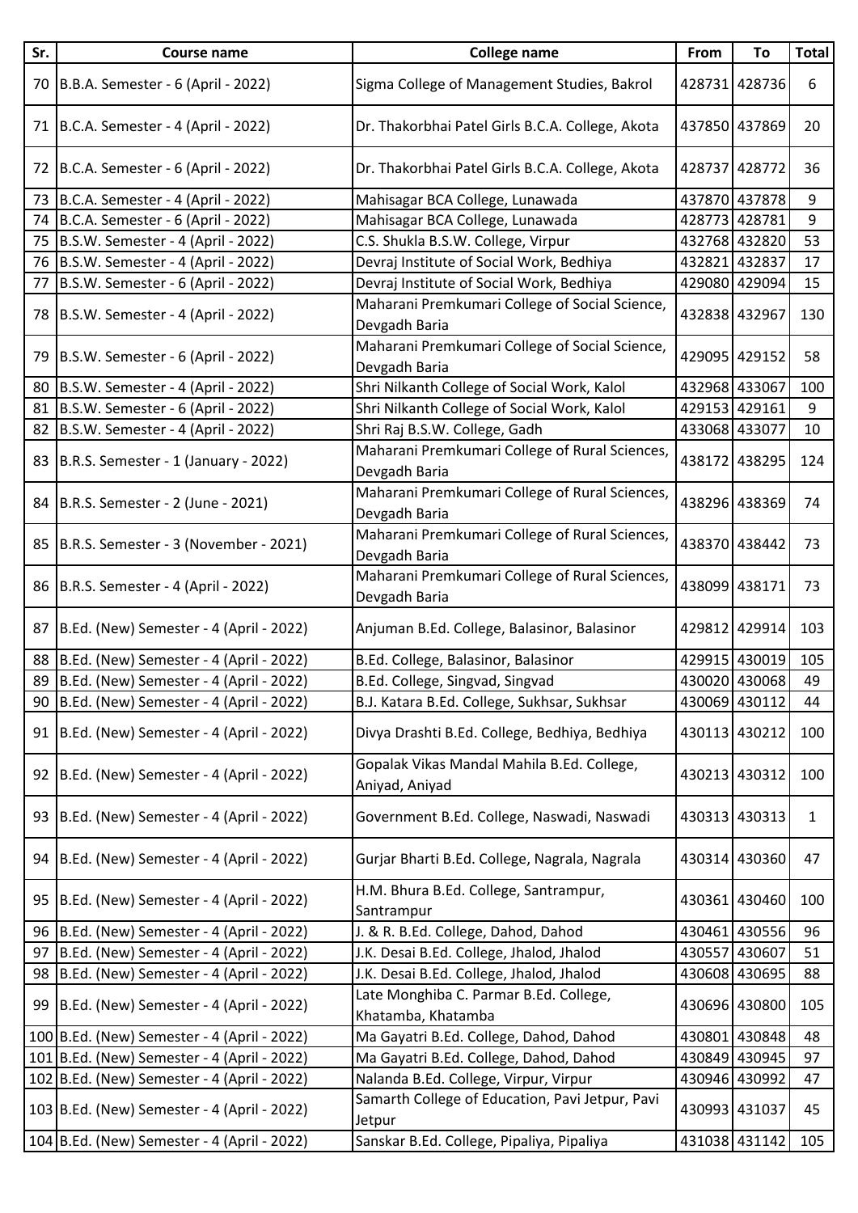| Sr. | Course name | College name | From | To | Total |
|---|---|---|---|---|---|
| 70 | B.B.A. Semester - 6 (April - 2022) | Sigma College of Management Studies, Bakrol | 428731 | 428736 | 6 |
| 71 | B.C.A. Semester - 4 (April - 2022) | Dr. Thakorbhai Patel Girls B.C.A. College, Akota | 437850 | 437869 | 20 |
| 72 | B.C.A. Semester - 6 (April - 2022) | Dr. Thakorbhai Patel Girls B.C.A. College, Akota | 428737 | 428772 | 36 |
| 73 | B.C.A. Semester - 4 (April - 2022) | Mahisagar BCA College, Lunawada | 437870 | 437878 | 9 |
| 74 | B.C.A. Semester - 6 (April - 2022) | Mahisagar BCA College, Lunawada | 428773 | 428781 | 9 |
| 75 | B.S.W. Semester - 4 (April - 2022) | C.S. Shukla B.S.W. College, Virpur | 432768 | 432820 | 53 |
| 76 | B.S.W. Semester - 4 (April - 2022) | Devraj Institute of Social Work, Bedhiya | 432821 | 432837 | 17 |
| 77 | B.S.W. Semester - 6 (April - 2022) | Devraj Institute of Social Work, Bedhiya | 429080 | 429094 | 15 |
| 78 | B.S.W. Semester - 4 (April - 2022) | Maharani Premkumari College of Social Science, Devgadh Baria | 432838 | 432967 | 130 |
| 79 | B.S.W. Semester - 6 (April - 2022) | Maharani Premkumari College of Social Science, Devgadh Baria | 429095 | 429152 | 58 |
| 80 | B.S.W. Semester - 4 (April - 2022) | Shri Nilkanth College of Social Work, Kalol | 432968 | 433067 | 100 |
| 81 | B.S.W. Semester - 6 (April - 2022) | Shri Nilkanth College of Social Work, Kalol | 429153 | 429161 | 9 |
| 82 | B.S.W. Semester - 4 (April - 2022) | Shri Raj B.S.W. College, Gadh | 433068 | 433077 | 10 |
| 83 | B.R.S. Semester - 1 (January - 2022) | Maharani Premkumari College of Rural Sciences, Devgadh Baria | 438172 | 438295 | 124 |
| 84 | B.R.S. Semester - 2 (June - 2021) | Maharani Premkumari College of Rural Sciences, Devgadh Baria | 438296 | 438369 | 74 |
| 85 | B.R.S. Semester - 3 (November - 2021) | Maharani Premkumari College of Rural Sciences, Devgadh Baria | 438370 | 438442 | 73 |
| 86 | B.R.S. Semester - 4 (April - 2022) | Maharani Premkumari College of Rural Sciences, Devgadh Baria | 438099 | 438171 | 73 |
| 87 | B.Ed. (New) Semester - 4 (April - 2022) | Anjuman B.Ed. College, Balasinor, Balasinor | 429812 | 429914 | 103 |
| 88 | B.Ed. (New) Semester - 4 (April - 2022) | B.Ed. College, Balasinor, Balasinor | 429915 | 430019 | 105 |
| 89 | B.Ed. (New) Semester - 4 (April - 2022) | B.Ed. College, Singvad, Singvad | 430020 | 430068 | 49 |
| 90 | B.Ed. (New) Semester - 4 (April - 2022) | B.J. Katara B.Ed. College, Sukhsar, Sukhsar | 430069 | 430112 | 44 |
| 91 | B.Ed. (New) Semester - 4 (April - 2022) | Divya Drashti B.Ed. College, Bedhiya, Bedhiya | 430113 | 430212 | 100 |
| 92 | B.Ed. (New) Semester - 4 (April - 2022) | Gopalak Vikas Mandal Mahila B.Ed. College, Aniyad, Aniyad | 430213 | 430312 | 100 |
| 93 | B.Ed. (New) Semester - 4 (April - 2022) | Government B.Ed. College, Naswadi, Naswadi | 430313 | 430313 | 1 |
| 94 | B.Ed. (New) Semester - 4 (April - 2022) | Gurjar Bharti B.Ed. College, Nagrala, Nagrala | 430314 | 430360 | 47 |
| 95 | B.Ed. (New) Semester - 4 (April - 2022) | H.M. Bhura B.Ed. College, Santrampur, Santrampur | 430361 | 430460 | 100 |
| 96 | B.Ed. (New) Semester - 4 (April - 2022) | J. & R. B.Ed. College, Dahod, Dahod | 430461 | 430556 | 96 |
| 97 | B.Ed. (New) Semester - 4 (April - 2022) | J.K. Desai B.Ed. College, Jhalod, Jhalod | 430557 | 430607 | 51 |
| 98 | B.Ed. (New) Semester - 4 (April - 2022) | J.K. Desai B.Ed. College, Jhalod, Jhalod | 430608 | 430695 | 88 |
| 99 | B.Ed. (New) Semester - 4 (April - 2022) | Late Monghiba C. Parmar B.Ed. College, Khatamba, Khatamba | 430696 | 430800 | 105 |
| 100 | B.Ed. (New) Semester - 4 (April - 2022) | Ma Gayatri B.Ed. College, Dahod, Dahod | 430801 | 430848 | 48 |
| 101 | B.Ed. (New) Semester - 4 (April - 2022) | Ma Gayatri B.Ed. College, Dahod, Dahod | 430849 | 430945 | 97 |
| 102 | B.Ed. (New) Semester - 4 (April - 2022) | Nalanda B.Ed. College, Virpur, Virpur | 430946 | 430992 | 47 |
| 103 | B.Ed. (New) Semester - 4 (April - 2022) | Samarth College of Education, Pavi Jetpur, Pavi Jetpur | 430993 | 431037 | 45 |
| 104 | B.Ed. (New) Semester - 4 (April - 2022) | Sanskar B.Ed. College, Pipaliya, Pipaliya | 431038 | 431142 | 105 |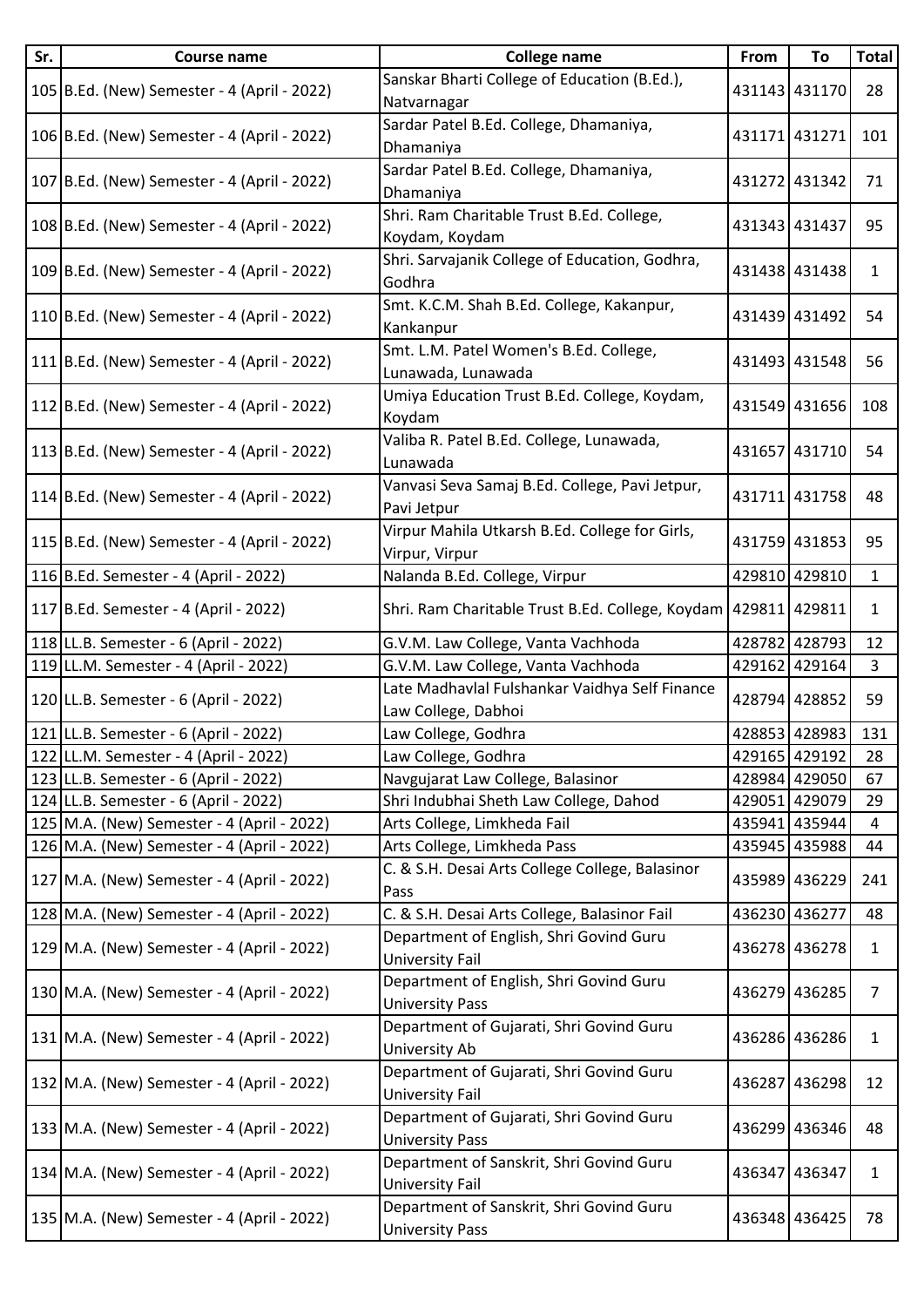| Sr. | Course name | College name | From | To | Total |
|---|---|---|---|---|---|
| 105 | B.Ed. (New) Semester - 4 (April - 2022) | Sanskar Bharti College of Education (B.Ed.), Natvarnagar | 431143 | 431170 | 28 |
| 106 | B.Ed. (New) Semester - 4 (April - 2022) | Sardar Patel B.Ed. College, Dhamaniya, Dhamaniya | 431171 | 431271 | 101 |
| 107 | B.Ed. (New) Semester - 4 (April - 2022) | Sardar Patel B.Ed. College, Dhamaniya, Dhamaniya | 431272 | 431342 | 71 |
| 108 | B.Ed. (New) Semester - 4 (April - 2022) | Shri. Ram Charitable Trust B.Ed. College, Koydam, Koydam | 431343 | 431437 | 95 |
| 109 | B.Ed. (New) Semester - 4 (April - 2022) | Shri. Sarvajanik College of Education, Godhra, Godhra | 431438 | 431438 | 1 |
| 110 | B.Ed. (New) Semester - 4 (April - 2022) | Smt. K.C.M. Shah B.Ed. College, Kakanpur, Kankanpur | 431439 | 431492 | 54 |
| 111 | B.Ed. (New) Semester - 4 (April - 2022) | Smt. L.M. Patel Women's B.Ed. College, Lunawada, Lunawada | 431493 | 431548 | 56 |
| 112 | B.Ed. (New) Semester - 4 (April - 2022) | Umiya Education Trust B.Ed. College, Koydam, Koydam | 431549 | 431656 | 108 |
| 113 | B.Ed. (New) Semester - 4 (April - 2022) | Valiba R. Patel B.Ed. College, Lunawada, Lunawada | 431657 | 431710 | 54 |
| 114 | B.Ed. (New) Semester - 4 (April - 2022) | Vanvasi Seva Samaj B.Ed. College, Pavi Jetpur, Pavi Jetpur | 431711 | 431758 | 48 |
| 115 | B.Ed. (New) Semester - 4 (April - 2022) | Virpur Mahila Utkarsh B.Ed. College for Girls, Virpur, Virpur | 431759 | 431853 | 95 |
| 116 | B.Ed. Semester - 4 (April - 2022) | Nalanda B.Ed. College, Virpur | 429810 | 429810 | 1 |
| 117 | B.Ed. Semester - 4 (April - 2022) | Shri. Ram Charitable Trust B.Ed. College, Koydam | 429811 | 429811 | 1 |
| 118 | LL.B. Semester - 6 (April - 2022) | G.V.M. Law College, Vanta Vachhoda | 428782 | 428793 | 12 |
| 119 | LL.M. Semester - 4 (April - 2022) | G.V.M. Law College, Vanta Vachhoda | 429162 | 429164 | 3 |
| 120 | LL.B. Semester - 6 (April - 2022) | Late Madhavlal Fulshankar Vaidhya Self Finance Law College, Dabhoi | 428794 | 428852 | 59 |
| 121 | LL.B. Semester - 6 (April - 2022) | Law College, Godhra | 428853 | 428983 | 131 |
| 122 | LL.M. Semester - 4 (April - 2022) | Law College, Godhra | 429165 | 429192 | 28 |
| 123 | LL.B. Semester - 6 (April - 2022) | Navgujarat Law College, Balasinor | 428984 | 429050 | 67 |
| 124 | LL.B. Semester - 6 (April - 2022) | Shri Indubhai Sheth Law College, Dahod | 429051 | 429079 | 29 |
| 125 | M.A. (New) Semester - 4 (April - 2022) | Arts College, Limkheda Fail | 435941 | 435944 | 4 |
| 126 | M.A. (New) Semester - 4 (April - 2022) | Arts College, Limkheda Pass | 435945 | 435988 | 44 |
| 127 | M.A. (New) Semester - 4 (April - 2022) | C. & S.H. Desai Arts College College, Balasinor Pass | 435989 | 436229 | 241 |
| 128 | M.A. (New) Semester - 4 (April - 2022) | C. & S.H. Desai Arts College, Balasinor Fail | 436230 | 436277 | 48 |
| 129 | M.A. (New) Semester - 4 (April - 2022) | Department of English, Shri Govind Guru University Fail | 436278 | 436278 | 1 |
| 130 | M.A. (New) Semester - 4 (April - 2022) | Department of English, Shri Govind Guru University Pass | 436279 | 436285 | 7 |
| 131 | M.A. (New) Semester - 4 (April - 2022) | Department of Gujarati, Shri Govind Guru University Ab | 436286 | 436286 | 1 |
| 132 | M.A. (New) Semester - 4 (April - 2022) | Department of Gujarati, Shri Govind Guru University Fail | 436287 | 436298 | 12 |
| 133 | M.A. (New) Semester - 4 (April - 2022) | Department of Gujarati, Shri Govind Guru University Pass | 436299 | 436346 | 48 |
| 134 | M.A. (New) Semester - 4 (April - 2022) | Department of Sanskrit, Shri Govind Guru University Fail | 436347 | 436347 | 1 |
| 135 | M.A. (New) Semester - 4 (April - 2022) | Department of Sanskrit, Shri Govind Guru University Pass | 436348 | 436425 | 78 |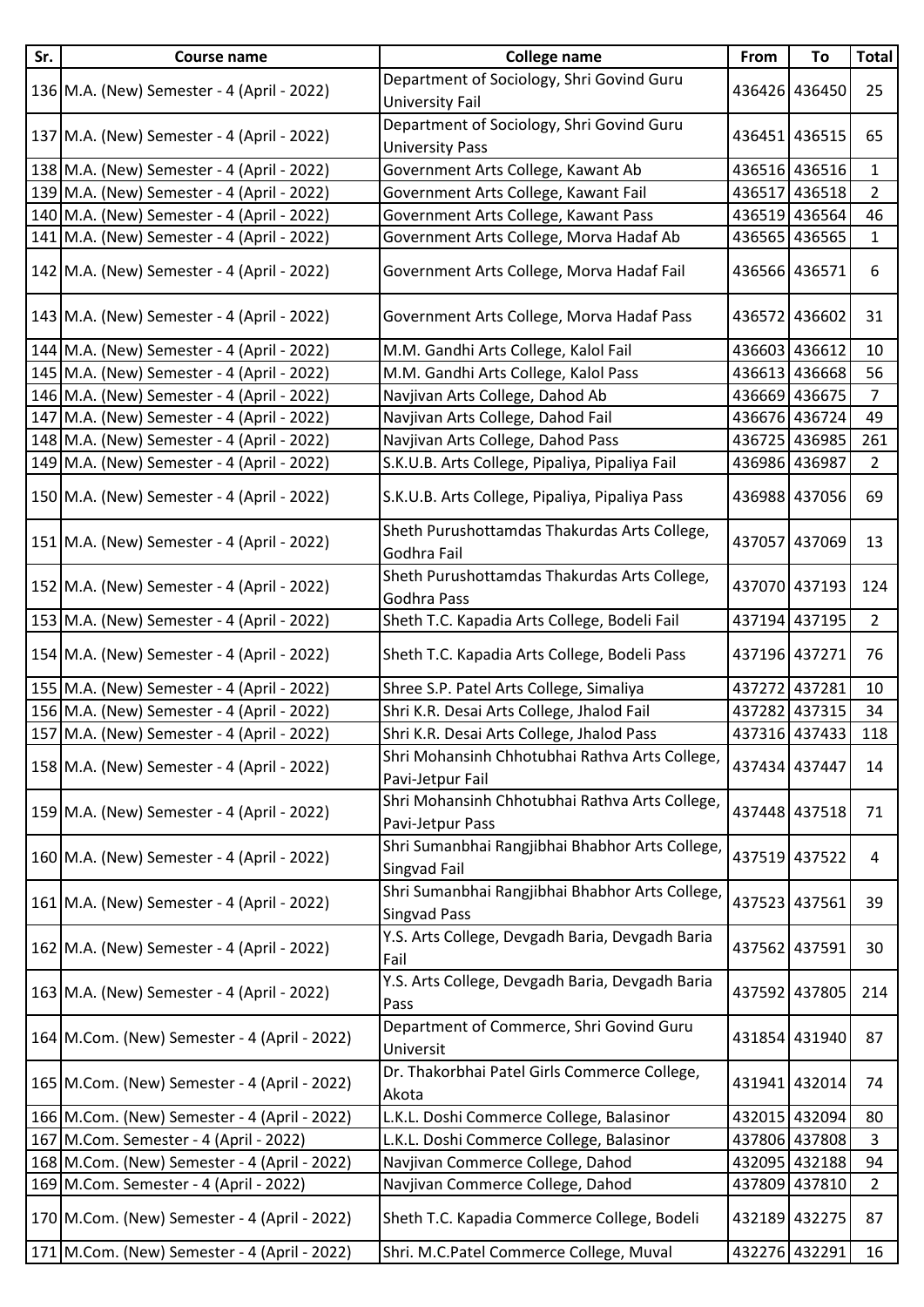| Sr. | Course name | College name | From | To | Total |
|---|---|---|---|---|---|
| 136 | M.A. (New) Semester - 4 (April - 2022) | Department of Sociology, Shri Govind Guru University Fail | 436426 | 436450 | 25 |
| 137 | M.A. (New) Semester - 4 (April - 2022) | Department of Sociology, Shri Govind Guru University Pass | 436451 | 436515 | 65 |
| 138 | M.A. (New) Semester - 4 (April - 2022) | Government Arts College, Kawant Ab | 436516 | 436516 | 1 |
| 139 | M.A. (New) Semester - 4 (April - 2022) | Government Arts College, Kawant Fail | 436517 | 436518 | 2 |
| 140 | M.A. (New) Semester - 4 (April - 2022) | Government Arts College, Kawant Pass | 436519 | 436564 | 46 |
| 141 | M.A. (New) Semester - 4 (April - 2022) | Government Arts College, Morva Hadaf Ab | 436565 | 436565 | 1 |
| 142 | M.A. (New) Semester - 4 (April - 2022) | Government Arts College, Morva Hadaf Fail | 436566 | 436571 | 6 |
| 143 | M.A. (New) Semester - 4 (April - 2022) | Government Arts College, Morva Hadaf Pass | 436572 | 436602 | 31 |
| 144 | M.A. (New) Semester - 4 (April - 2022) | M.M. Gandhi Arts College, Kalol Fail | 436603 | 436612 | 10 |
| 145 | M.A. (New) Semester - 4 (April - 2022) | M.M. Gandhi Arts College, Kalol Pass | 436613 | 436668 | 56 |
| 146 | M.A. (New) Semester - 4 (April - 2022) | Navjivan Arts College, Dahod Ab | 436669 | 436675 | 7 |
| 147 | M.A. (New) Semester - 4 (April - 2022) | Navjivan Arts College, Dahod Fail | 436676 | 436724 | 49 |
| 148 | M.A. (New) Semester - 4 (April - 2022) | Navjivan Arts College, Dahod Pass | 436725 | 436985 | 261 |
| 149 | M.A. (New) Semester - 4 (April - 2022) | S.K.U.B. Arts College, Pipaliya, Pipaliya Fail | 436986 | 436987 | 2 |
| 150 | M.A. (New) Semester - 4 (April - 2022) | S.K.U.B. Arts College, Pipaliya, Pipaliya Pass | 436988 | 437056 | 69 |
| 151 | M.A. (New) Semester - 4 (April - 2022) | Sheth Purushottamdas Thakurdas Arts College, Godhra Fail | 437057 | 437069 | 13 |
| 152 | M.A. (New) Semester - 4 (April - 2022) | Sheth Purushottamdas Thakurdas Arts College, Godhra Pass | 437070 | 437193 | 124 |
| 153 | M.A. (New) Semester - 4 (April - 2022) | Sheth T.C. Kapadia Arts College, Bodeli Fail | 437194 | 437195 | 2 |
| 154 | M.A. (New) Semester - 4 (April - 2022) | Sheth T.C. Kapadia Arts College, Bodeli Pass | 437196 | 437271 | 76 |
| 155 | M.A. (New) Semester - 4 (April - 2022) | Shree S.P. Patel Arts College, Simaliya | 437272 | 437281 | 10 |
| 156 | M.A. (New) Semester - 4 (April - 2022) | Shri K.R. Desai Arts College, Jhalod Fail | 437282 | 437315 | 34 |
| 157 | M.A. (New) Semester - 4 (April - 2022) | Shri K.R. Desai Arts College, Jhalod Pass | 437316 | 437433 | 118 |
| 158 | M.A. (New) Semester - 4 (April - 2022) | Shri Mohansinh Chhotubhai Rathva Arts College, Pavi-Jetpur Fail | 437434 | 437447 | 14 |
| 159 | M.A. (New) Semester - 4 (April - 2022) | Shri Mohansinh Chhotubhai Rathva Arts College, Pavi-Jetpur Pass | 437448 | 437518 | 71 |
| 160 | M.A. (New) Semester - 4 (April - 2022) | Shri Sumanbhai Rangjibhai Bhabhor Arts College, Singvad Fail | 437519 | 437522 | 4 |
| 161 | M.A. (New) Semester - 4 (April - 2022) | Shri Sumanbhai Rangjibhai Bhabhor Arts College, Singvad Pass | 437523 | 437561 | 39 |
| 162 | M.A. (New) Semester - 4 (April - 2022) | Y.S. Arts College, Devgadh Baria, Devgadh Baria Fail | 437562 | 437591 | 30 |
| 163 | M.A. (New) Semester - 4 (April - 2022) | Y.S. Arts College, Devgadh Baria, Devgadh Baria Pass | 437592 | 437805 | 214 |
| 164 | M.Com. (New) Semester - 4 (April - 2022) | Department of Commerce, Shri Govind Guru Universit | 431854 | 431940 | 87 |
| 165 | M.Com. (New) Semester - 4 (April - 2022) | Dr. Thakorbhai Patel Girls Commerce College, Akota | 431941 | 432014 | 74 |
| 166 | M.Com. (New) Semester - 4 (April - 2022) | L.K.L. Doshi Commerce College, Balasinor | 432015 | 432094 | 80 |
| 167 | M.Com. Semester - 4 (April - 2022) | L.K.L. Doshi Commerce College, Balasinor | 437806 | 437808 | 3 |
| 168 | M.Com. (New) Semester - 4 (April - 2022) | Navjivan Commerce College, Dahod | 432095 | 432188 | 94 |
| 169 | M.Com. Semester - 4 (April - 2022) | Navjivan Commerce College, Dahod | 437809 | 437810 | 2 |
| 170 | M.Com. (New) Semester - 4 (April - 2022) | Sheth T.C. Kapadia Commerce College, Bodeli | 432189 | 432275 | 87 |
| 171 | M.Com. (New) Semester - 4 (April - 2022) | Shri. M.C.Patel Commerce College, Muval | 432276 | 432291 | 16 |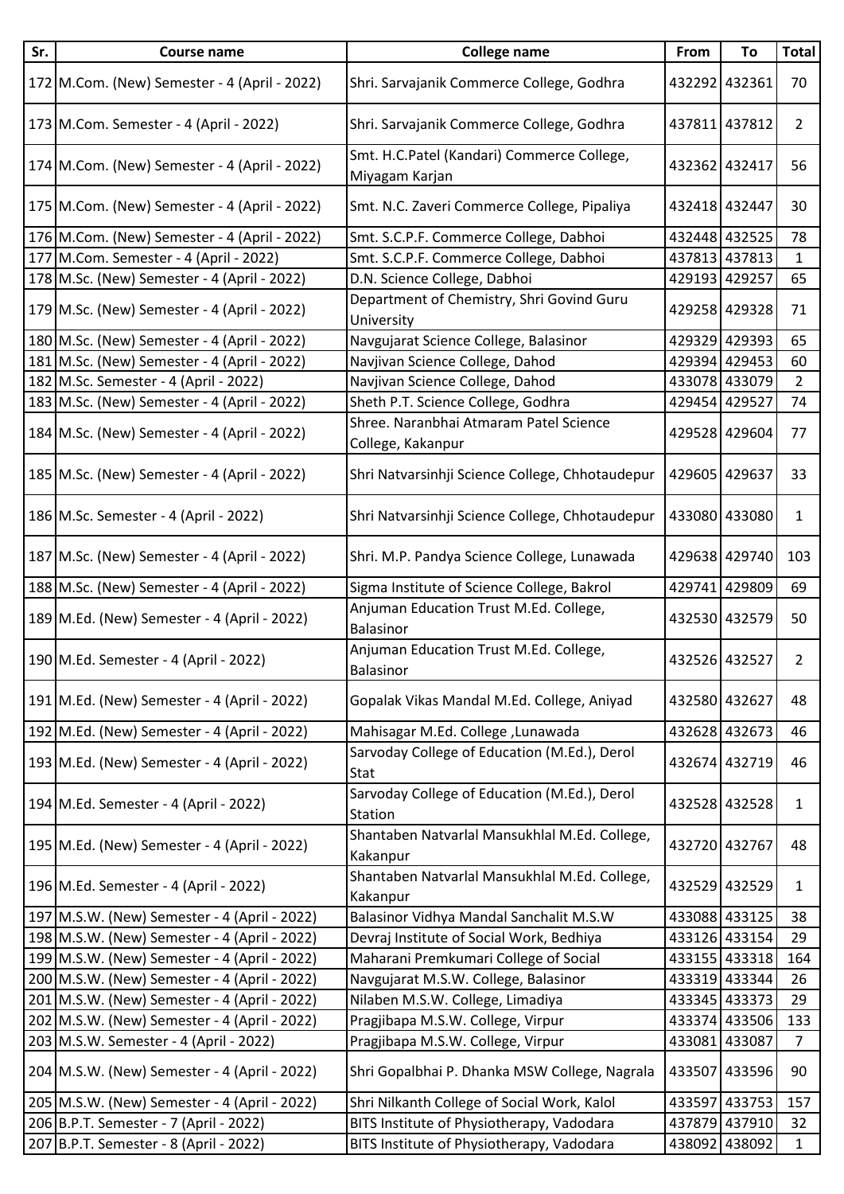| Sr. | Course name | College name | From | To | Total |
|---|---|---|---|---|---|
| 172 | M.Com. (New) Semester - 4 (April - 2022) | Shri. Sarvajanik Commerce College, Godhra | 432292 | 432361 | 70 |
| 173 | M.Com. Semester - 4 (April - 2022) | Shri. Sarvajanik Commerce College, Godhra | 437811 | 437812 | 2 |
| 174 | M.Com. (New) Semester - 4 (April - 2022) | Smt. H.C.Patel (Kandari) Commerce College, Miyagam Karjan | 432362 | 432417 | 56 |
| 175 | M.Com. (New) Semester - 4 (April - 2022) | Smt. N.C. Zaveri Commerce College, Pipaliya | 432418 | 432447 | 30 |
| 176 | M.Com. (New) Semester - 4 (April - 2022) | Smt. S.C.P.F. Commerce College, Dabhoi | 432448 | 432525 | 78 |
| 177 | M.Com. Semester - 4 (April - 2022) | Smt. S.C.P.F. Commerce College, Dabhoi | 437813 | 437813 | 1 |
| 178 | M.Sc. (New) Semester - 4 (April - 2022) | D.N. Science College, Dabhoi | 429193 | 429257 | 65 |
| 179 | M.Sc. (New) Semester - 4 (April - 2022) | Department of Chemistry, Shri Govind Guru University | 429258 | 429328 | 71 |
| 180 | M.Sc. (New) Semester - 4 (April - 2022) | Navgujarat Science College, Balasinor | 429329 | 429393 | 65 |
| 181 | M.Sc. (New) Semester - 4 (April - 2022) | Navjivan Science College, Dahod | 429394 | 429453 | 60 |
| 182 | M.Sc. Semester - 4 (April - 2022) | Navjivan Science College, Dahod | 433078 | 433079 | 2 |
| 183 | M.Sc. (New) Semester - 4 (April - 2022) | Sheth P.T. Science College, Godhra | 429454 | 429527 | 74 |
| 184 | M.Sc. (New) Semester - 4 (April - 2022) | Shree. Naranbhai Atmaram Patel Science College, Kakanpur | 429528 | 429604 | 77 |
| 185 | M.Sc. (New) Semester - 4 (April - 2022) | Shri Natvarsinhji Science College, Chhotaudepur | 429605 | 429637 | 33 |
| 186 | M.Sc. Semester - 4 (April - 2022) | Shri Natvarsinhji Science College, Chhotaudepur | 433080 | 433080 | 1 |
| 187 | M.Sc. (New) Semester - 4 (April - 2022) | Shri. M.P. Pandya Science College, Lunawada | 429638 | 429740 | 103 |
| 188 | M.Sc. (New) Semester - 4 (April - 2022) | Sigma Institute of Science College, Bakrol | 429741 | 429809 | 69 |
| 189 | M.Ed. (New) Semester - 4 (April - 2022) | Anjuman Education Trust M.Ed. College, Balasinor | 432530 | 432579 | 50 |
| 190 | M.Ed. Semester - 4 (April - 2022) | Anjuman Education Trust M.Ed. College, Balasinor | 432526 | 432527 | 2 |
| 191 | M.Ed. (New) Semester - 4 (April - 2022) | Gopalak Vikas Mandal M.Ed. College, Aniyad | 432580 | 432627 | 48 |
| 192 | M.Ed. (New) Semester - 4 (April - 2022) | Mahisagar M.Ed. College ,Lunawada | 432628 | 432673 | 46 |
| 193 | M.Ed. (New) Semester - 4 (April - 2022) | Sarvoday College of Education (M.Ed.), Derol Stat | 432674 | 432719 | 46 |
| 194 | M.Ed. Semester - 4 (April - 2022) | Sarvoday College of Education (M.Ed.), Derol Station | 432528 | 432528 | 1 |
| 195 | M.Ed. (New) Semester - 4 (April - 2022) | Shantaben Natvarlal Mansukhlal M.Ed. College, Kakanpur | 432720 | 432767 | 48 |
| 196 | M.Ed. Semester - 4 (April - 2022) | Shantaben Natvarlal Mansukhlal M.Ed. College, Kakanpur | 432529 | 432529 | 1 |
| 197 | M.S.W. (New) Semester - 4 (April - 2022) | Balasinor Vidhya Mandal Sanchalit M.S.W | 433088 | 433125 | 38 |
| 198 | M.S.W. (New) Semester - 4 (April - 2022) | Devraj Institute of Social Work, Bedhiya | 433126 | 433154 | 29 |
| 199 | M.S.W. (New) Semester - 4 (April - 2022) | Maharani Premkumari College of Social | 433155 | 433318 | 164 |
| 200 | M.S.W. (New) Semester - 4 (April - 2022) | Navgujarat M.S.W. College, Balasinor | 433319 | 433344 | 26 |
| 201 | M.S.W. (New) Semester - 4 (April - 2022) | Nilaben M.S.W. College, Limadiya | 433345 | 433373 | 29 |
| 202 | M.S.W. (New) Semester - 4 (April - 2022) | Pragjibapa M.S.W. College, Virpur | 433374 | 433506 | 133 |
| 203 | M.S.W. Semester - 4 (April - 2022) | Pragjibapa M.S.W. College, Virpur | 433081 | 433087 | 7 |
| 204 | M.S.W. (New) Semester - 4 (April - 2022) | Shri Gopalbhai P. Dhanka MSW College, Nagrala | 433507 | 433596 | 90 |
| 205 | M.S.W. (New) Semester - 4 (April - 2022) | Shri Nilkanth College of Social Work, Kalol | 433597 | 433753 | 157 |
| 206 | B.P.T. Semester - 7 (April - 2022) | BITS Institute of Physiotherapy, Vadodara | 437879 | 437910 | 32 |
| 207 | B.P.T. Semester - 8 (April - 2022) | BITS Institute of Physiotherapy, Vadodara | 438092 | 438092 | 1 |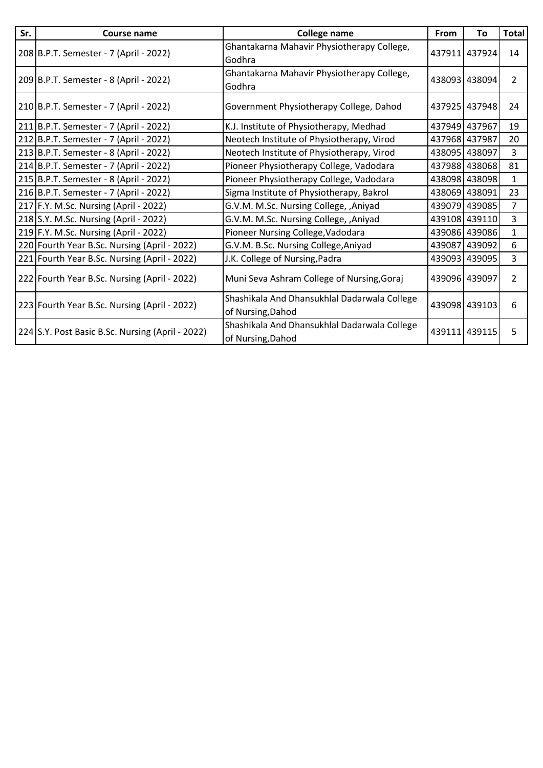| Sr. | Course name | College name | From | To | Total |
|---|---|---|---|---|---|
| 208 | B.P.T. Semester - 7 (April - 2022) | Ghantakarna Mahavir Physiotherapy College, Godhra | 437911 | 437924 | 14 |
| 209 | B.P.T. Semester - 8 (April - 2022) | Ghantakarna Mahavir Physiotherapy College, Godhra | 438093 | 438094 | 2 |
| 210 | B.P.T. Semester - 7 (April - 2022) | Government Physiotherapy College, Dahod | 437925 | 437948 | 24 |
| 211 | B.P.T. Semester - 7 (April - 2022) | K.J. Institute of Physiotherapy, Medhad | 437949 | 437967 | 19 |
| 212 | B.P.T. Semester - 7 (April - 2022) | Neotech Institute of Physiotherapy, Virod | 437968 | 437987 | 20 |
| 213 | B.P.T. Semester - 8 (April - 2022) | Neotech Institute of Physiotherapy, Virod | 438095 | 438097 | 3 |
| 214 | B.P.T. Semester - 7 (April - 2022) | Pioneer Physiotherapy College, Vadodara | 437988 | 438068 | 81 |
| 215 | B.P.T. Semester - 8 (April - 2022) | Pioneer Physiotherapy College, Vadodara | 438098 | 438098 | 1 |
| 216 | B.P.T. Semester - 7 (April - 2022) | Sigma Institute of Physiotherapy, Bakrol | 438069 | 438091 | 23 |
| 217 | F.Y. M.Sc. Nursing (April - 2022) | G.V.M. M.Sc. Nursing College, ,Aniyad | 439079 | 439085 | 7 |
| 218 | S.Y. M.Sc. Nursing (April - 2022) | G.V.M. M.Sc. Nursing College, ,Aniyad | 439108 | 439110 | 3 |
| 219 | F.Y. M.Sc. Nursing (April - 2022) | Pioneer Nursing College,Vadodara | 439086 | 439086 | 1 |
| 220 | Fourth Year B.Sc. Nursing (April - 2022) | G.V.M. B.Sc. Nursing College,Aniyad | 439087 | 439092 | 6 |
| 221 | Fourth Year B.Sc. Nursing (April - 2022) | J.K. College of Nursing,Padra | 439093 | 439095 | 3 |
| 222 | Fourth Year B.Sc. Nursing (April - 2022) | Muni Seva Ashram College of Nursing,Goraj | 439096 | 439097 | 2 |
| 223 | Fourth Year B.Sc. Nursing (April - 2022) | Shashikala And Dhansukhlal Dadarwala College of Nursing,Dahod | 439098 | 439103 | 6 |
| 224 | S.Y. Post Basic B.Sc. Nursing (April - 2022) | Shashikala And Dhansukhlal Dadarwala College of Nursing,Dahod | 439111 | 439115 | 5 |